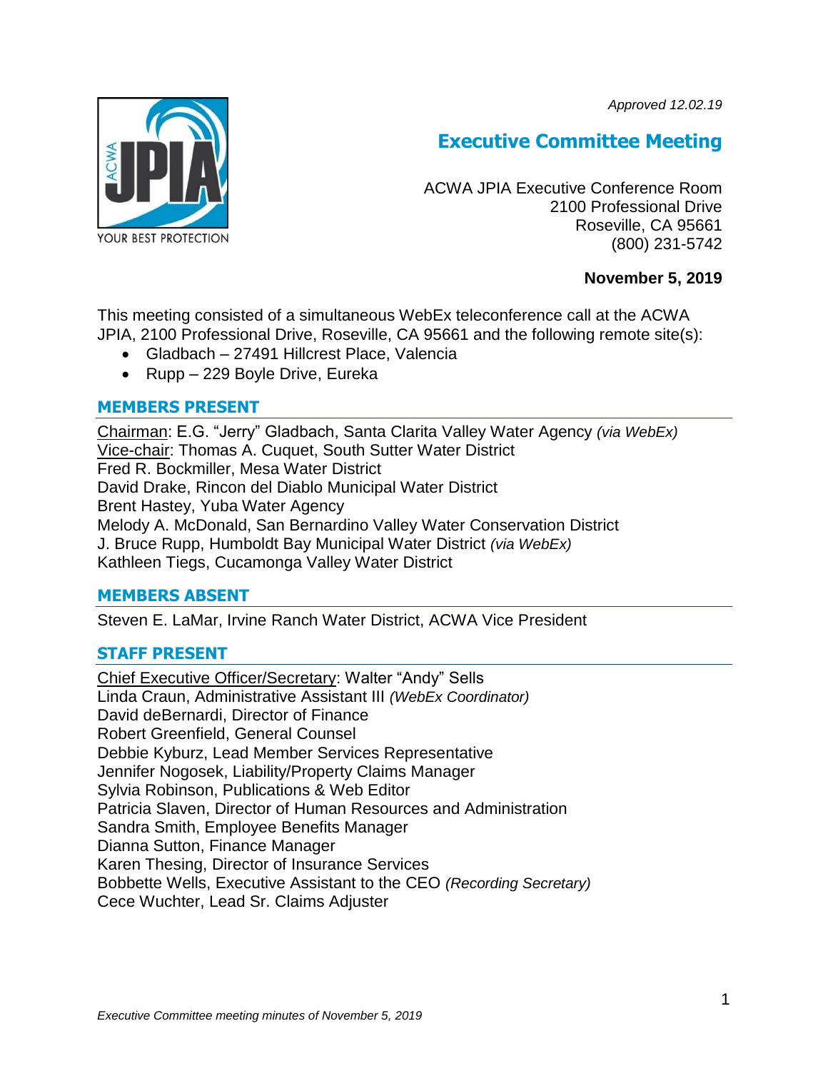*Approved 12.02.19*

# Executive Committee Meeting

ACWA JPIA Executive Conference Room
2100 Professional Drive
Roseville, CA 95661
(800) 231-5742

**November 5, 2019**

This meeting consisted of a simultaneous WebEx teleconference call at the ACWA JPIA, 2100 Professional Drive, Roseville, CA 95661 and the following remote site(s):

- Gladbach – 27491 Hillcrest Place, Valencia
- Rupp – 229 Boyle Drive, Eureka

## MEMBERS PRESENT

Chairman: E.G. "Jerry" Gladbach, Santa Clarita Valley Water Agency *(via WebEx)*
Vice-chair: Thomas A. Cuquet, South Sutter Water District
Fred R. Bockmiller, Mesa Water District
David Drake, Rincon del Diablo Municipal Water District
Brent Hastey, Yuba Water Agency
Melody A. McDonald, San Bernardino Valley Water Conservation District
J. Bruce Rupp, Humboldt Bay Municipal Water District *(via WebEx)*
Kathleen Tiegs, Cucamonga Valley Water District

## MEMBERS ABSENT

Steven E. LaMar, Irvine Ranch Water District, ACWA Vice President

## STAFF PRESENT

Chief Executive Officer/Secretary: Walter "Andy" Sells
Linda Craun, Administrative Assistant III *(WebEx Coordinator)*
David deBernardi, Director of Finance
Robert Greenfield, General Counsel
Debbie Kyburz, Lead Member Services Representative
Jennifer Nogosek, Liability/Property Claims Manager
Sylvia Robinson, Publications & Web Editor
Patricia Slaven, Director of Human Resources and Administration
Sandra Smith, Employee Benefits Manager
Dianna Sutton, Finance Manager
Karen Thesing, Director of Insurance Services
Bobbette Wells, Executive Assistant to the CEO *(Recording Secretary)*
Cece Wuchter, Lead Sr. Claims Adjuster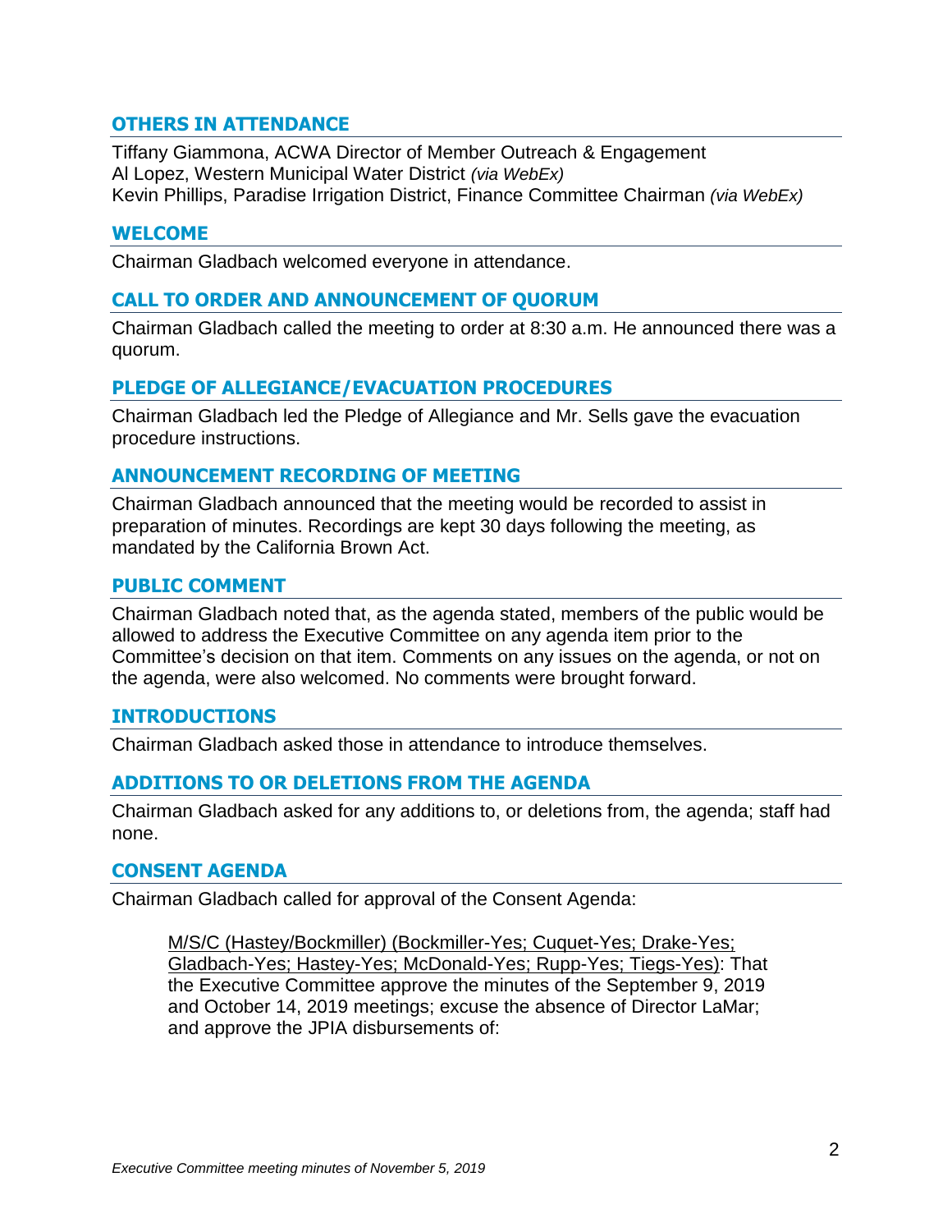## OTHERS IN ATTENDANCE

Tiffany Giammona, ACWA Director of Member Outreach & Engagement
Al Lopez, Western Municipal Water District *(via WebEx)*
Kevin Phillips, Paradise Irrigation District, Finance Committee Chairman *(via WebEx)*

## WELCOME

Chairman Gladbach welcomed everyone in attendance.

## CALL TO ORDER AND ANNOUNCEMENT OF QUORUM

Chairman Gladbach called the meeting to order at 8:30 a.m. He announced there was a quorum.

## PLEDGE OF ALLEGIANCE/EVACUATION PROCEDURES

Chairman Gladbach led the Pledge of Allegiance and Mr. Sells gave the evacuation procedure instructions.

## ANNOUNCEMENT RECORDING OF MEETING

Chairman Gladbach announced that the meeting would be recorded to assist in preparation of minutes. Recordings are kept 30 days following the meeting, as mandated by the California Brown Act.

## PUBLIC COMMENT

Chairman Gladbach noted that, as the agenda stated, members of the public would be allowed to address the Executive Committee on any agenda item prior to the Committee's decision on that item. Comments on any issues on the agenda, or not on the agenda, were also welcomed. No comments were brought forward.

## INTRODUCTIONS

Chairman Gladbach asked those in attendance to introduce themselves.

## ADDITIONS TO OR DELETIONS FROM THE AGENDA

Chairman Gladbach asked for any additions to, or deletions from, the agenda; staff had none.

## CONSENT AGENDA

Chairman Gladbach called for approval of the Consent Agenda:

> <u>M/S/C (Hastey/Bockmiller) (Bockmiller-Yes; Cuquet-Yes; Drake-Yes; Gladbach-Yes; Hastey-Yes; McDonald-Yes; Rupp-Yes; Tiegs-Yes)</u>: That the Executive Committee approve the minutes of the September 9, 2019 and October 14, 2019 meetings; excuse the absence of Director LaMar; and approve the JPIA disbursements of: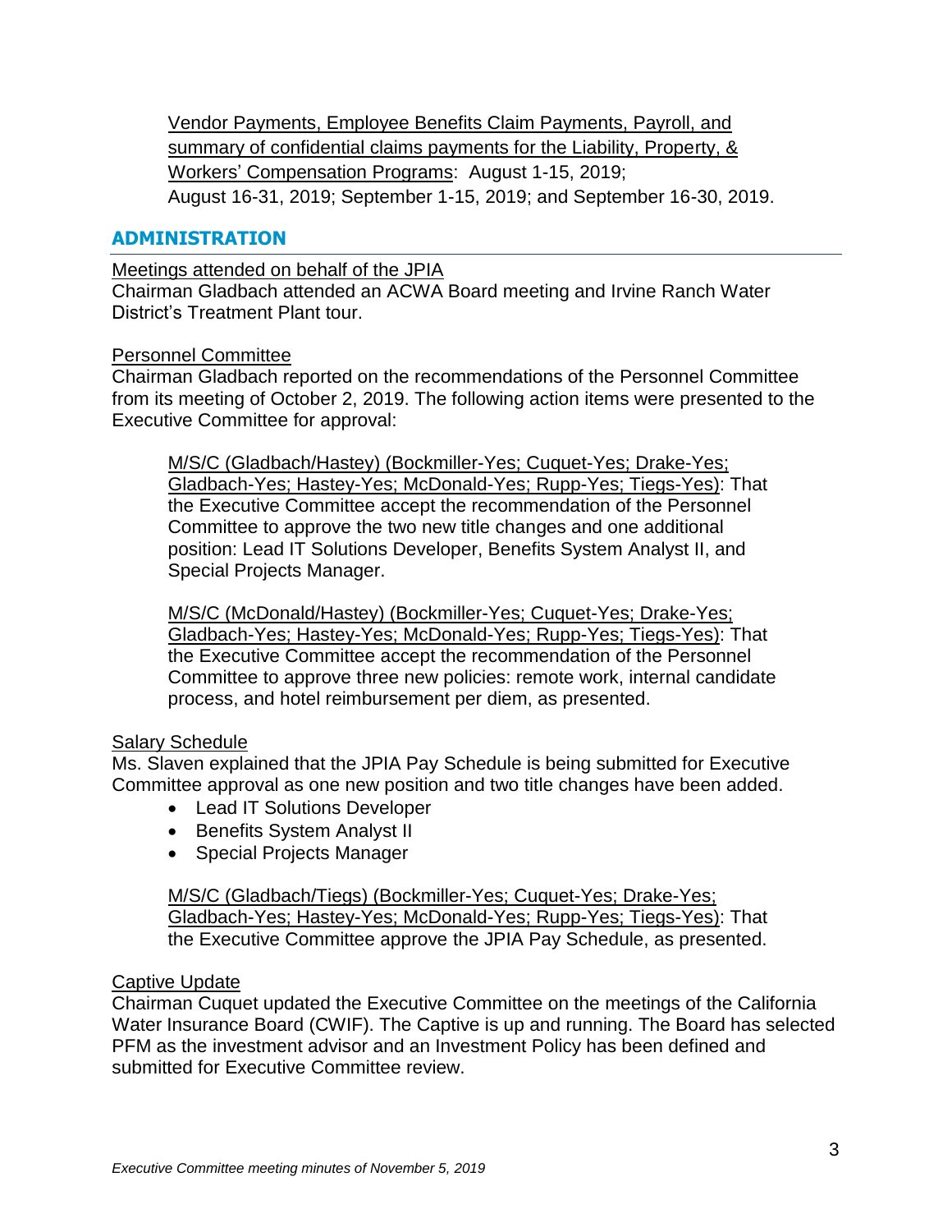Vendor Payments, Employee Benefits Claim Payments, Payroll, and summary of confidential claims payments for the Liability, Property, & Workers' Compensation Programs: August 1-15, 2019; August 16-31, 2019; September 1-15, 2019; and September 16-30, 2019.

## ADMINISTRATION

Meetings attended on behalf of the JPIA
Chairman Gladbach attended an ACWA Board meeting and Irvine Ranch Water District's Treatment Plant tour.

Personnel Committee
Chairman Gladbach reported on the recommendations of the Personnel Committee from its meeting of October 2, 2019. The following action items were presented to the Executive Committee for approval:

> M/S/C (Gladbach/Hastey) (Bockmiller-Yes; Cuquet-Yes; Drake-Yes; Gladbach-Yes; Hastey-Yes; McDonald-Yes; Rupp-Yes; Tiegs-Yes): That the Executive Committee accept the recommendation of the Personnel Committee to approve the two new title changes and one additional position: Lead IT Solutions Developer, Benefits System Analyst II, and Special Projects Manager.

> M/S/C (McDonald/Hastey) (Bockmiller-Yes; Cuquet-Yes; Drake-Yes; Gladbach-Yes; Hastey-Yes; McDonald-Yes; Rupp-Yes; Tiegs-Yes): That the Executive Committee accept the recommendation of the Personnel Committee to approve three new policies: remote work, internal candidate process, and hotel reimbursement per diem, as presented.

Salary Schedule
Ms. Slaven explained that the JPIA Pay Schedule is being submitted for Executive Committee approval as one new position and two title changes have been added.

- Lead IT Solutions Developer
- Benefits System Analyst II
- Special Projects Manager

> M/S/C (Gladbach/Tiegs) (Bockmiller-Yes; Cuquet-Yes; Drake-Yes; Gladbach-Yes; Hastey-Yes; McDonald-Yes; Rupp-Yes; Tiegs-Yes): That the Executive Committee approve the JPIA Pay Schedule, as presented.

Captive Update
Chairman Cuquet updated the Executive Committee on the meetings of the California Water Insurance Board (CWIF). The Captive is up and running. The Board has selected PFM as the investment advisor and an Investment Policy has been defined and submitted for Executive Committee review.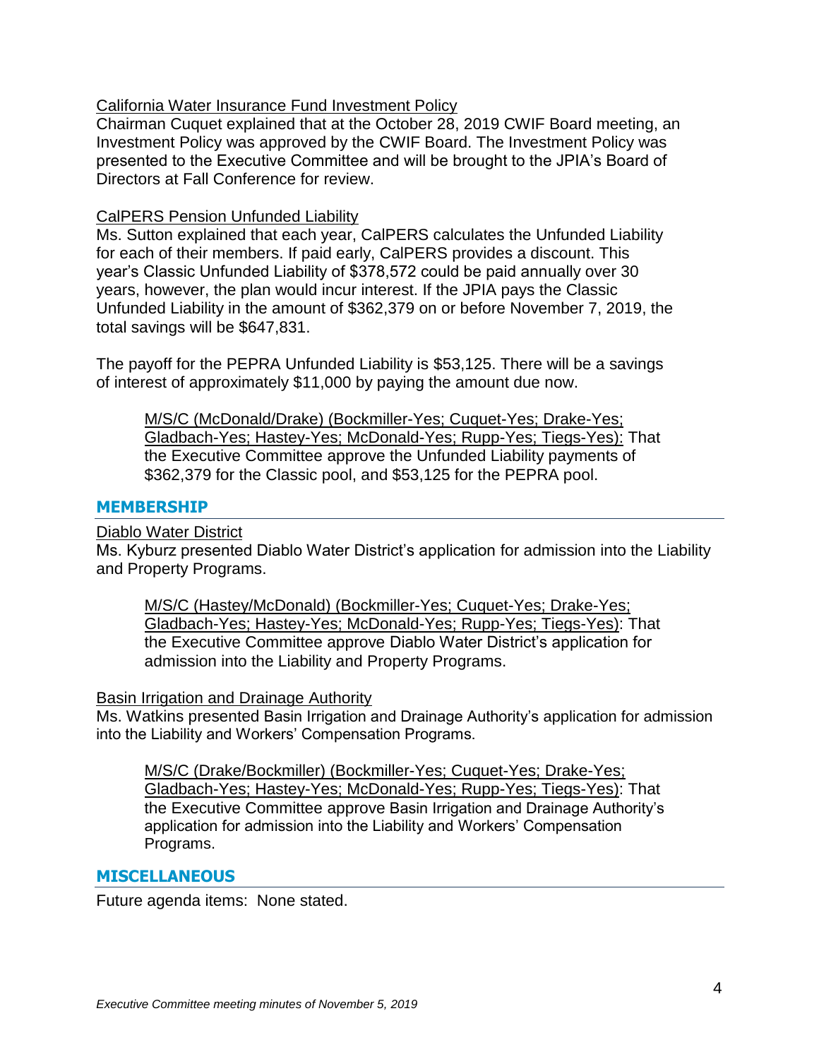California Water Insurance Fund Investment Policy

Chairman Cuquet explained that at the October 28, 2019 CWIF Board meeting, an Investment Policy was approved by the CWIF Board. The Investment Policy was presented to the Executive Committee and will be brought to the JPIA's Board of Directors at Fall Conference for review.

CalPERS Pension Unfunded Liability

Ms. Sutton explained that each year, CalPERS calculates the Unfunded Liability for each of their members. If paid early, CalPERS provides a discount. This year's Classic Unfunded Liability of $378,572 could be paid annually over 30 years, however, the plan would incur interest. If the JPIA pays the Classic Unfunded Liability in the amount of $362,379 on or before November 7, 2019, the total savings will be $647,831.

The payoff for the PEPRA Unfunded Liability is $53,125. There will be a savings of interest of approximately $11,000 by paying the amount due now.

> M/S/C (McDonald/Drake) (Bockmiller-Yes; Cuquet-Yes; Drake-Yes; Gladbach-Yes; Hastey-Yes; McDonald-Yes; Rupp-Yes; Tiegs-Yes): That the Executive Committee approve the Unfunded Liability payments of $362,379 for the Classic pool, and $53,125 for the PEPRA pool.

## MEMBERSHIP

Diablo Water District

Ms. Kyburz presented Diablo Water District's application for admission into the Liability and Property Programs.

> M/S/C (Hastey/McDonald) (Bockmiller-Yes; Cuquet-Yes; Drake-Yes; Gladbach-Yes; Hastey-Yes; McDonald-Yes; Rupp-Yes; Tiegs-Yes): That the Executive Committee approve Diablo Water District's application for admission into the Liability and Property Programs.

Basin Irrigation and Drainage Authority

Ms. Watkins presented Basin Irrigation and Drainage Authority's application for admission into the Liability and Workers' Compensation Programs.

> M/S/C (Drake/Bockmiller) (Bockmiller-Yes; Cuquet-Yes; Drake-Yes; Gladbach-Yes; Hastey-Yes; McDonald-Yes; Rupp-Yes; Tiegs-Yes): That the Executive Committee approve Basin Irrigation and Drainage Authority's application for admission into the Liability and Workers' Compensation Programs.

## MISCELLANEOUS

Future agenda items: None stated.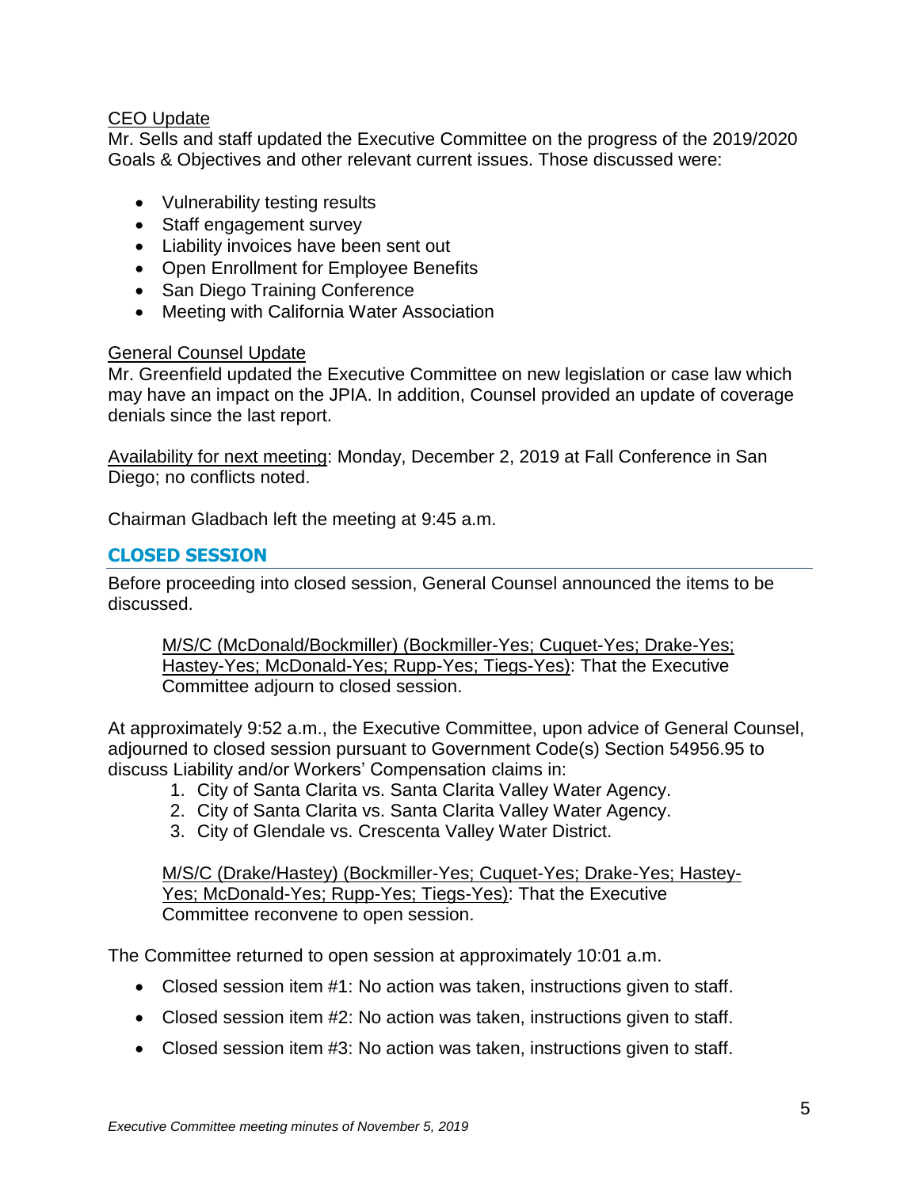<u>CEO Update</u>
Mr. Sells and staff updated the Executive Committee on the progress of the 2019/2020 Goals & Objectives and other relevant current issues. Those discussed were:

- Vulnerability testing results
- Staff engagement survey
- Liability invoices have been sent out
- Open Enrollment for Employee Benefits
- San Diego Training Conference
- Meeting with California Water Association

<u>General Counsel Update</u>
Mr. Greenfield updated the Executive Committee on new legislation or case law which may have an impact on the JPIA. In addition, Counsel provided an update of coverage denials since the last report.

<u>Availability for next meeting</u>: Monday, December 2, 2019 at Fall Conference in San Diego; no conflicts noted.

Chairman Gladbach left the meeting at 9:45 a.m.

## CLOSED SESSION

Before proceeding into closed session, General Counsel announced the items to be discussed.

> <u>M/S/C (McDonald/Bockmiller) (Bockmiller-Yes; Cuquet-Yes; Drake-Yes; Hastey-Yes; McDonald-Yes; Rupp-Yes; Tiegs-Yes)</u>: That the Executive Committee adjourn to closed session.

At approximately 9:52 a.m., the Executive Committee, upon advice of General Counsel, adjourned to closed session pursuant to Government Code(s) Section 54956.95 to discuss Liability and/or Workers' Compensation claims in:

1. City of Santa Clarita vs. Santa Clarita Valley Water Agency.
2. City of Santa Clarita vs. Santa Clarita Valley Water Agency.
3. City of Glendale vs. Crescenta Valley Water District.

> <u>M/S/C (Drake/Hastey) (Bockmiller-Yes; Cuquet-Yes; Drake-Yes; Hastey-Yes; McDonald-Yes; Rupp-Yes; Tiegs-Yes)</u>: That the Executive Committee reconvene to open session.

The Committee returned to open session at approximately 10:01 a.m.

- Closed session item #1: No action was taken, instructions given to staff.
- Closed session item #2: No action was taken, instructions given to staff.
- Closed session item #3: No action was taken, instructions given to staff.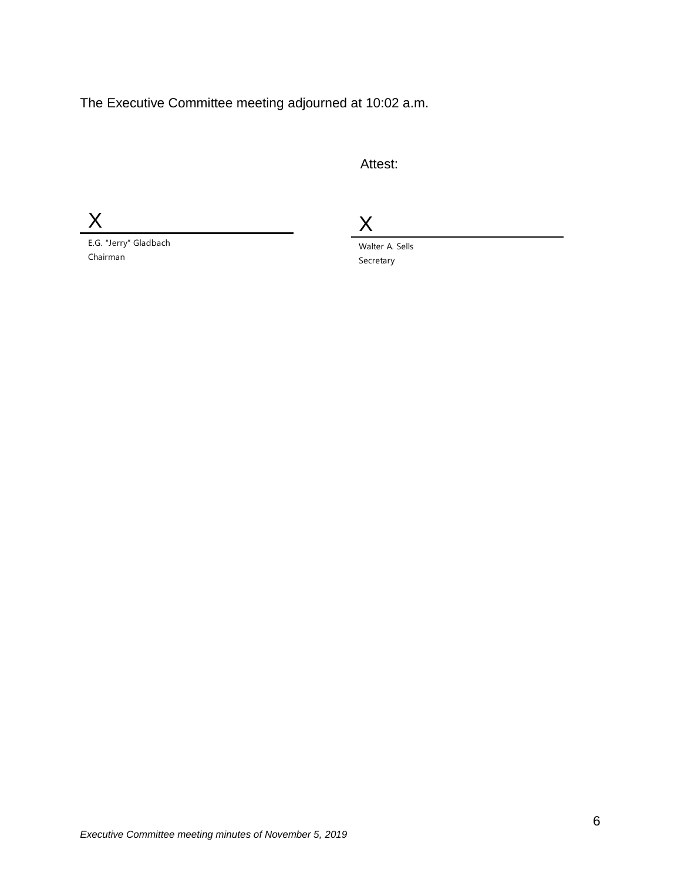The Executive Committee meeting adjourned at 10:02 a.m.

Attest:

X ______________________________

E.G. "Jerry" Gladbach
Chairman

X ______________________________

Walter A. Sells
Secretary